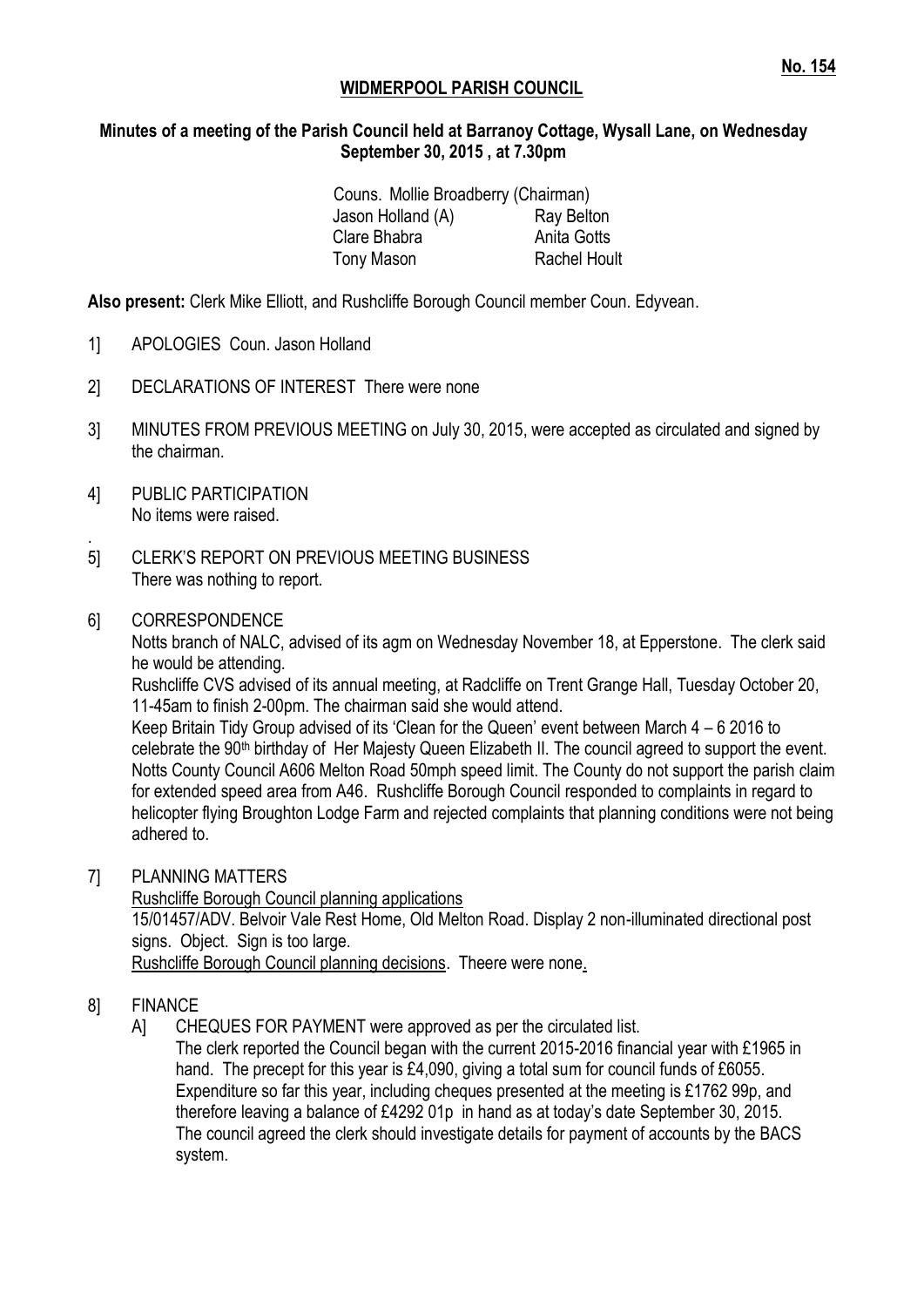**No. 154**

# WIDMERPOOL PARISH COUNCIL

**Minutes of a meeting of the Parish Council held at Barranoy Cottage, Wysall Lane, on Wednesday September 30, 2015 , at 7.30pm**

Couns. Mollie Broadberry (Chairman)

| | |
|---|---|
| Jason Holland (A) | Ray Belton |
| Clare Bhabra | Anita Gotts |
| Tony Mason | Rachel Hoult |

**Also present:** Clerk Mike Elliott, and Rushcliffe Borough Council member Coun. Edyvean.

1] APOLOGIES Coun. Jason Holland

2] DECLARATIONS OF INTEREST There were none

3] MINUTES FROM PREVIOUS MEETING on July 30, 2015, were accepted as circulated and signed by the chairman.

4] PUBLIC PARTICIPATION
No items were raised.

5] CLERK'S REPORT ON PREVIOUS MEETING BUSINESS
There was nothing to report.

6] CORRESPONDENCE
Notts branch of NALC, advised of its agm on Wednesday November 18, at Epperstone. The clerk said he would be attending.
Rushcliffe CVS advised of its annual meeting, at Radcliffe on Trent Grange Hall, Tuesday October 20, 11-45am to finish 2-00pm. The chairman said she would attend.
Keep Britain Tidy Group advised of its 'Clean for the Queen' event between March 4 – 6 2016 to celebrate the 90th birthday of Her Majesty Queen Elizabeth II. The council agreed to support the event.
Notts County Council A606 Melton Road 50mph speed limit. The County do not support the parish claim for extended speed area from A46. Rushcliffe Borough Council responded to complaints in regard to helicopter flying Broughton Lodge Farm and rejected complaints that planning conditions were not being adhered to.

7] PLANNING MATTERS
Rushcliffe Borough Council planning applications
15/01457/ADV. Belvoir Vale Rest Home, Old Melton Road. Display 2 non-illuminated directional post signs. Object. Sign is too large.
Rushcliffe Borough Council planning decisions. Theere were none.

8] FINANCE
A] CHEQUES FOR PAYMENT were approved as per the circulated list.
The clerk reported the Council began with the current 2015-2016 financial year with £1965 in hand. The precept for this year is £4,090, giving a total sum for council funds of £6055. Expenditure so far this year, including cheques presented at the meeting is £1762 99p, and therefore leaving a balance of £4292 01p in hand as at today's date September 30, 2015.
The council agreed the clerk should investigate details for payment of accounts by the BACS system.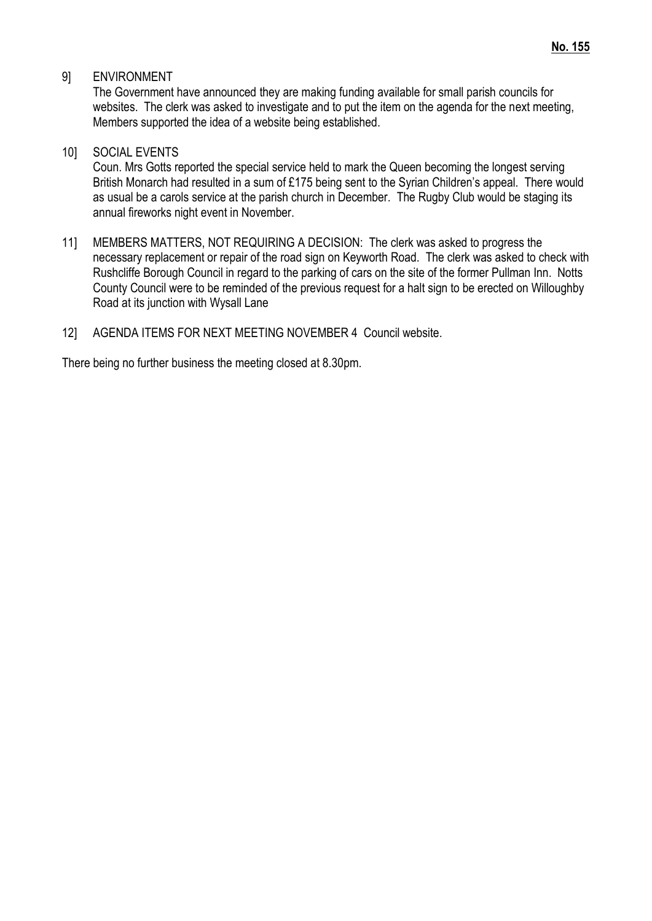**No. 155**

9] ENVIRONMENT

The Government have announced they are making funding available for small parish councils for websites. The clerk was asked to investigate and to put the item on the agenda for the next meeting, Members supported the idea of a website being established.

10] SOCIAL EVENTS

Coun. Mrs Gotts reported the special service held to mark the Queen becoming the longest serving British Monarch had resulted in a sum of £175 being sent to the Syrian Children's appeal. There would as usual be a carols service at the parish church in December. The Rugby Club would be staging its annual fireworks night event in November.

11] MEMBERS MATTERS, NOT REQUIRING A DECISION: The clerk was asked to progress the necessary replacement or repair of the road sign on Keyworth Road. The clerk was asked to check with Rushcliffe Borough Council in regard to the parking of cars on the site of the former Pullman Inn. Notts County Council were to be reminded of the previous request for a halt sign to be erected on Willoughby Road at its junction with Wysall Lane

12] AGENDA ITEMS FOR NEXT MEETING NOVEMBER 4 Council website.

There being no further business the meeting closed at 8.30pm.